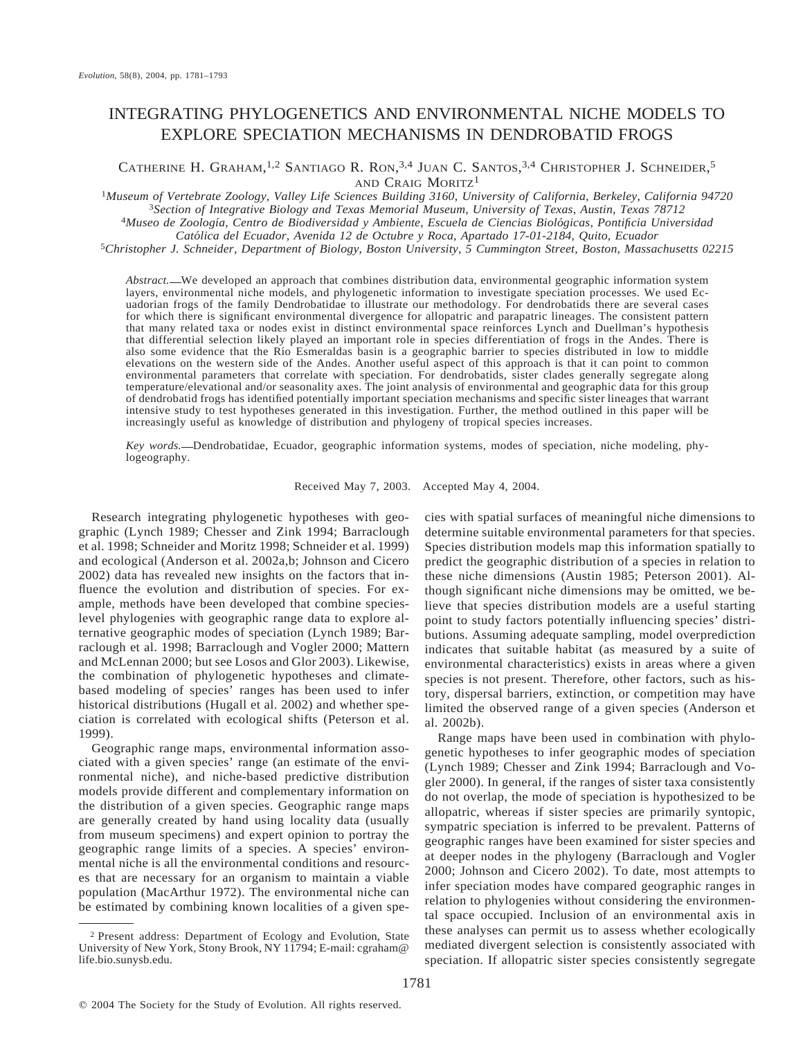# INTEGRATING PHYLOGENETICS AND ENVIRONMENTAL NICHE MODELS TO EXPLORE SPECIATION MECHANISMS IN DENDROBATID FROGS

Catherine H. Graham,[1,2] Santiago R. Ron,[3,4] Juan C. Santos,[3,4] Christopher J. Schneider,[5] and Craig Moritz[1]

[1]*Museum of Vertebrate Zoology, Valley Life Sciences Building 3160, University of California, Berkeley, California 94720*

[3]*Section of Integrative Biology and Texas Memorial Museum, University of Texas, Austin, Texas 78712*

[4]*Museo de Zoología, Centro de Biodiversidad y Ambiente, Escuela de Ciencias Biológicas, Pontificia Universidad Católica del Ecuador, Avenida 12 de Octubre y Roca, Apartado 17-01-2184, Quito, Ecuador*

[5]*Christopher J. Schneider, Department of Biology, Boston University, 5 Cummington Street, Boston, Massachusetts 02215*

*Abstract.*—We developed an approach that combines distribution data, environmental geographic information system layers, environmental niche models, and phylogenetic information to investigate speciation processes. We used Ecuadorian frogs of the family Dendrobatidae to illustrate our methodology. For dendrobatids there are several cases for which there is significant environmental divergence for allopatric and parapatric lineages. The consistent pattern that many related taxa or nodes exist in distinct environmental space reinforces Lynch and Duellman's hypothesis that differential selection likely played an important role in species differentiation of frogs in the Andes. There is also some evidence that the Río Esmeraldas basin is a geographic barrier to species distributed in low to middle elevations on the western side of the Andes. Another useful aspect of this approach is that it can point to common environmental parameters that correlate with speciation. For dendrobatids, sister clades generally segregate along temperature/elevational and/or seasonality axes. The joint analysis of environmental and geographic data for this group of dendrobatid frogs has identified potentially important speciation mechanisms and specific sister lineages that warrant intensive study to test hypotheses generated in this investigation. Further, the method outlined in this paper will be increasingly useful as knowledge of distribution and phylogeny of tropical species increases.

*Key words.*—Dendrobatidae, Ecuador, geographic information systems, modes of speciation, niche modeling, phylogeography.

Received May 7, 2003. Accepted May 4, 2004.

Research integrating phylogenetic hypotheses with geographic (Lynch 1989; Chesser and Zink 1994; Barraclough et al. 1998; Schneider and Moritz 1998; Schneider et al. 1999) and ecological (Anderson et al. 2002a,b; Johnson and Cicero 2002) data has revealed new insights on the factors that influence the evolution and distribution of species. For example, methods have been developed that combine species-level phylogenies with geographic range data to explore alternative geographic modes of speciation (Lynch 1989; Barraclough et al. 1998; Barraclough and Vogler 2000; Mattern and McLennan 2000; but see Losos and Glor 2003). Likewise, the combination of phylogenetic hypotheses and climate-based modeling of species' ranges has been used to infer historical distributions (Hugall et al. 2002) and whether speciation is correlated with ecological shifts (Peterson et al. 1999).

Geographic range maps, environmental information associated with a given species' range (an estimate of the environmental niche), and niche-based predictive distribution models provide different and complementary information on the distribution of a given species. Geographic range maps are generally created by hand using locality data (usually from museum specimens) and expert opinion to portray the geographic range limits of a species. A species' environmental niche is all the environmental conditions and resources that are necessary for an organism to maintain a viable population (MacArthur 1972). The environmental niche can be estimated by combining known localities of a given species with spatial surfaces of meaningful niche dimensions to determine suitable environmental parameters for that species. Species distribution models map this information spatially to predict the geographic distribution of a species in relation to these niche dimensions (Austin 1985; Peterson 2001). Although significant niche dimensions may be omitted, we believe that species distribution models are a useful starting point to study factors potentially influencing species' distributions. Assuming adequate sampling, model overprediction indicates that suitable habitat (as measured by a suite of environmental characteristics) exists in areas where a given species is not present. Therefore, other factors, such as history, dispersal barriers, extinction, or competition may have limited the observed range of a given species (Anderson et al. 2002b).

Range maps have been used in combination with phylogenetic hypotheses to infer geographic modes of speciation (Lynch 1989; Chesser and Zink 1994; Barraclough and Vogler 2000). In general, if the ranges of sister taxa consistently do not overlap, the mode of speciation is hypothesized to be allopatric, whereas if sister species are primarily syntopic, sympatric speciation is inferred to be prevalent. Patterns of geographic ranges have been examined for sister species and at deeper nodes in the phylogeny (Barraclough and Vogler 2000; Johnson and Cicero 2002). To date, most attempts to infer speciation modes have compared geographic ranges in relation to phylogenies without considering the environmental space occupied. Inclusion of an environmental axis in these analyses can permit us to assess whether ecologically mediated divergent selection is consistently associated with speciation. If allopatric sister species consistently segregate

[2] Present address: Department of Ecology and Evolution, State University of New York, Stony Brook, NY 11794; E-mail: cgraham@life.bio.sunysb.edu.

© 2004 The Society for the Study of Evolution. All rights reserved.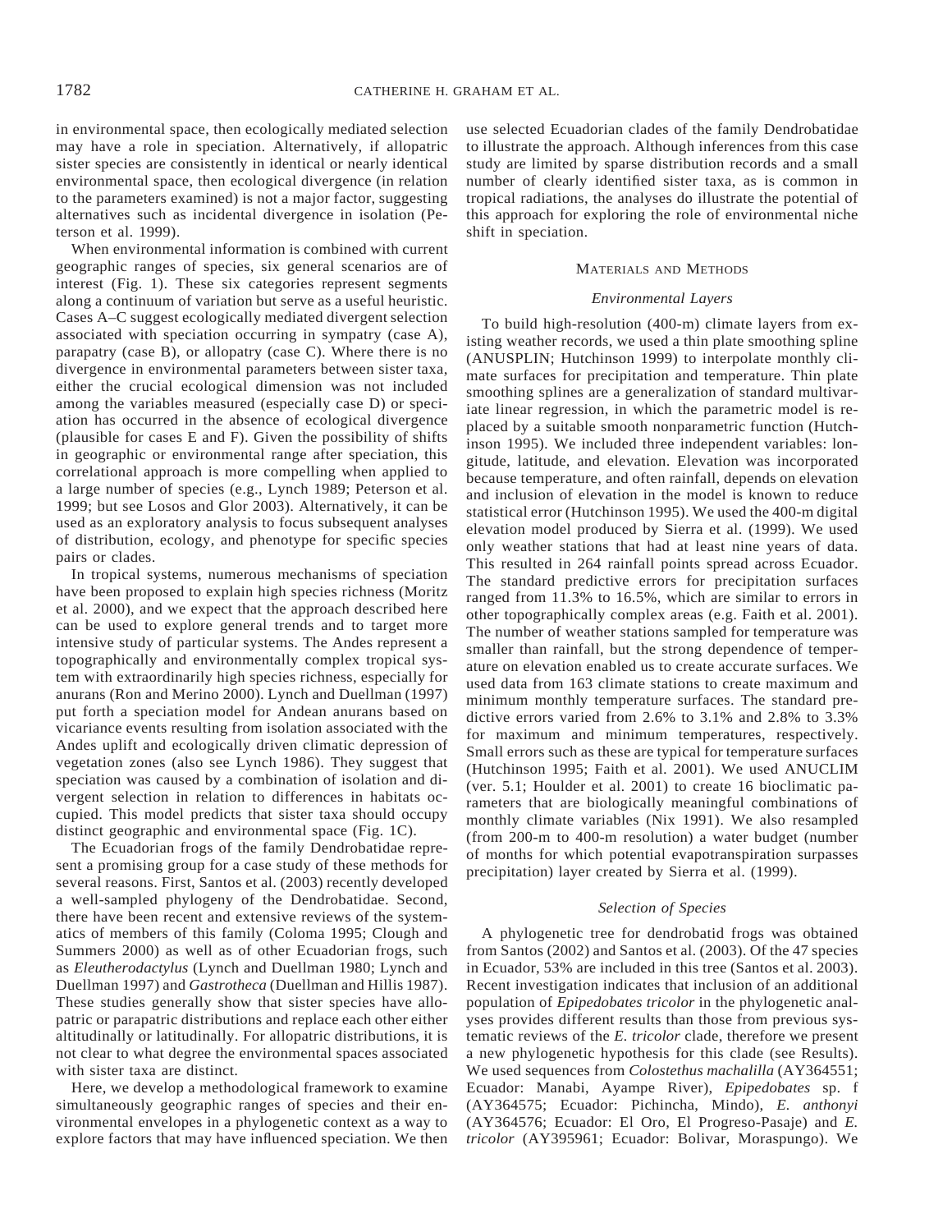in environmental space, then ecologically mediated selection may have a role in speciation. Alternatively, if allopatric sister species are consistently in identical or nearly identical environmental space, then ecological divergence (in relation to the parameters examined) is not a major factor, suggesting alternatives such as incidental divergence in isolation (Peterson et al. 1999).

When environmental information is combined with current geographic ranges of species, six general scenarios are of interest (Fig. 1). These six categories represent segments along a continuum of variation but serve as a useful heuristic. Cases A–C suggest ecologically mediated divergent selection associated with speciation occurring in sympatry (case A), parapatry (case B), or allopatry (case C). Where there is no divergence in environmental parameters between sister taxa, either the crucial ecological dimension was not included among the variables measured (especially case D) or speciation has occurred in the absence of ecological divergence (plausible for cases E and F). Given the possibility of shifts in geographic or environmental range after speciation, this correlational approach is more compelling when applied to a large number of species (e.g., Lynch 1989; Peterson et al. 1999; but see Losos and Glor 2003). Alternatively, it can be used as an exploratory analysis to focus subsequent analyses of distribution, ecology, and phenotype for specific species pairs or clades.

In tropical systems, numerous mechanisms of speciation have been proposed to explain high species richness (Moritz et al. 2000), and we expect that the approach described here can be used to explore general trends and to target more intensive study of particular systems. The Andes represent a topographically and environmentally complex tropical system with extraordinarily high species richness, especially for anurans (Ron and Merino 2000). Lynch and Duellman (1997) put forth a speciation model for Andean anurans based on vicariance events resulting from isolation associated with the Andes uplift and ecologically driven climatic depression of vegetation zones (also see Lynch 1986). They suggest that speciation was caused by a combination of isolation and divergent selection in relation to differences in habitats occupied. This model predicts that sister taxa should occupy distinct geographic and environmental space (Fig. 1C).

The Ecuadorian frogs of the family Dendrobatidae represent a promising group for a case study of these methods for several reasons. First, Santos et al. (2003) recently developed a well-sampled phylogeny of the Dendrobatidae. Second, there have been recent and extensive reviews of the systematics of members of this family (Coloma 1995; Clough and Summers 2000) as well as of other Ecuadorian frogs, such as *Eleutherodactylus* (Lynch and Duellman 1980; Lynch and Duellman 1997) and *Gastrotheca* (Duellman and Hillis 1987). These studies generally show that sister species have allopatric or parapatric distributions and replace each other either altitudinally or latitudinally. For allopatric distributions, it is not clear to what degree the environmental spaces associated with sister taxa are distinct.

Here, we develop a methodological framework to examine simultaneously geographic ranges of species and their environmental envelopes in a phylogenetic context as a way to explore factors that may have influenced speciation. We then use selected Ecuadorian clades of the family Dendrobatidae to illustrate the approach. Although inferences from this case study are limited by sparse distribution records and a small number of clearly identified sister taxa, as is common in tropical radiations, the analyses do illustrate the potential of this approach for exploring the role of environmental niche shift in speciation.

## Materials and Methods

### Environmental Layers

To build high-resolution (400-m) climate layers from existing weather records, we used a thin plate smoothing spline (ANUSPLIN; Hutchinson 1999) to interpolate monthly climate surfaces for precipitation and temperature. Thin plate smoothing splines are a generalization of standard multivariate linear regression, in which the parametric model is replaced by a suitable smooth nonparametric function (Hutchinson 1995). We included three independent variables: longitude, latitude, and elevation. Elevation was incorporated because temperature, and often rainfall, depends on elevation and inclusion of elevation in the model is known to reduce statistical error (Hutchinson 1995). We used the 400-m digital elevation model produced by Sierra et al. (1999). We used only weather stations that had at least nine years of data. This resulted in 264 rainfall points spread across Ecuador. The standard predictive errors for precipitation surfaces ranged from 11.3% to 16.5%, which are similar to errors in other topographically complex areas (e.g. Faith et al. 2001). The number of weather stations sampled for temperature was smaller than rainfall, but the strong dependence of temperature on elevation enabled us to create accurate surfaces. We used data from 163 climate stations to create maximum and minimum monthly temperature surfaces. The standard predictive errors varied from 2.6% to 3.1% and 2.8% to 3.3% for maximum and minimum temperatures, respectively. Small errors such as these are typical for temperature surfaces (Hutchinson 1995; Faith et al. 2001). We used ANUCLIM (ver. 5.1; Houlder et al. 2001) to create 16 bioclimatic parameters that are biologically meaningful combinations of monthly climate variables (Nix 1991). We also resampled (from 200-m to 400-m resolution) a water budget (number of months for which potential evapotranspiration surpasses precipitation) layer created by Sierra et al. (1999).

### Selection of Species

A phylogenetic tree for dendrobatid frogs was obtained from Santos (2002) and Santos et al. (2003). Of the 47 species in Ecuador, 53% are included in this tree (Santos et al. 2003). Recent investigation indicates that inclusion of an additional population of *Epipedobates tricolor* in the phylogenetic analyses provides different results than those from previous systematic reviews of the *E. tricolor* clade, therefore we present a new phylogenetic hypothesis for this clade (see Results). We used sequences from *Colostethus machalilla* (AY364551; Ecuador: Manabi, Ayampe River), *Epipedobates* sp. f (AY364575; Ecuador: Pichincha, Mindo), *E. anthonyi* (AY364576; Ecuador: El Oro, El Progreso-Pasaje) and *E. tricolor* (AY395961; Ecuador: Bolivar, Moraspungo). We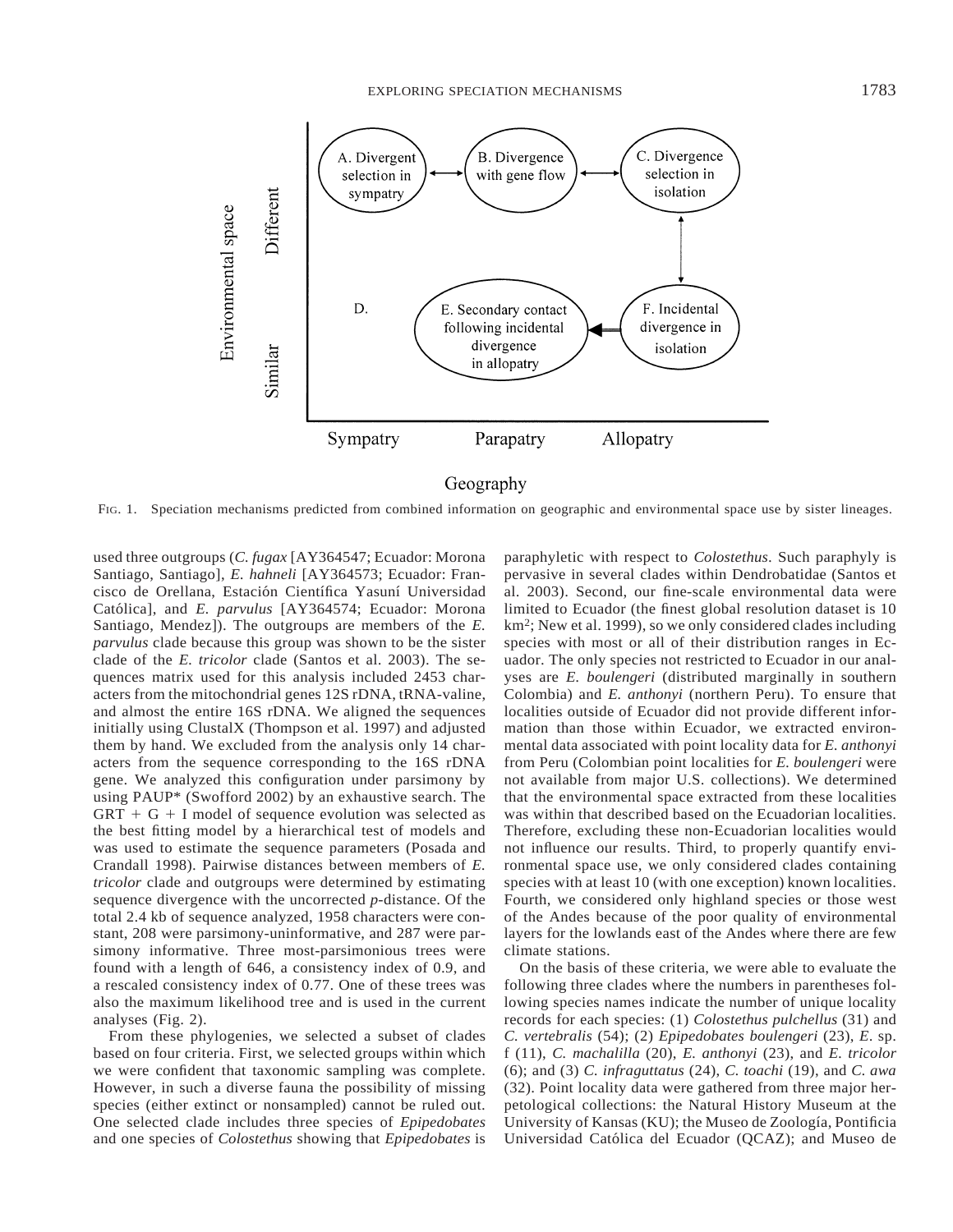FIG. 1. Speciation mechanisms predicted from combined information on geographic and environmental space use by sister lineages.

used three outgroups (*C. fugax* [AY364547; Ecuador: Morona Santiago, Santiago], *E. hahneli* [AY364573; Ecuador: Francisco de Orellana, Estación Científica Yasuní Universidad Católica], and *E. parvulus* [AY364574; Ecuador: Morona Santiago, Mendez]). The outgroups are members of the *E. parvulus* clade because this group was shown to be the sister clade of the *E. tricolor* clade (Santos et al. 2003). The sequences matrix used for this analysis included 2453 characters from the mitochondrial genes 12S rDNA, tRNA-valine, and almost the entire 16S rDNA. We aligned the sequences initially using ClustalX (Thompson et al. 1997) and adjusted them by hand. We excluded from the analysis only 14 characters from the sequence corresponding to the 16S rDNA gene. We analyzed this configuration under parsimony by using PAUP* (Swofford 2002) by an exhaustive search. The GRT + G + I model of sequence evolution was selected as the best fitting model by a hierarchical test of models and was used to estimate the sequence parameters (Posada and Crandall 1998). Pairwise distances between members of *E. tricolor* clade and outgroups were determined by estimating sequence divergence with the uncorrected *p*-distance. Of the total 2.4 kb of sequence analyzed, 1958 characters were constant, 208 were parsimony-uninformative, and 287 were parsimony informative. Three most-parsimonious trees were found with a length of 646, a consistency index of 0.9, and a rescaled consistency index of 0.77. One of these trees was also the maximum likelihood tree and is used in the current analyses (Fig. 2).

From these phylogenies, we selected a subset of clades based on four criteria. First, we selected groups within which we were confident that taxonomic sampling was complete. However, in such a diverse fauna the possibility of missing species (either extinct or nonsampled) cannot be ruled out. One selected clade includes three species of *Epipedobates* and one species of *Colostethus* showing that *Epipedobates* is paraphyletic with respect to *Colostethus*. Such paraphyly is pervasive in several clades within Dendrobatidae (Santos et al. 2003). Second, our fine-scale environmental data were limited to Ecuador (the finest global resolution dataset is 10 km$^2$; New et al. 1999), so we only considered clades including species with most or all of their distribution ranges in Ecuador. The only species not restricted to Ecuador in our analyses are *E. boulengeri* (distributed marginally in southern Colombia) and *E. anthonyi* (northern Peru). To ensure that localities outside of Ecuador did not provide different information than those within Ecuador, we extracted environmental data associated with point locality data for *E. anthonyi* from Peru (Colombian point localities for *E. boulengeri* were not available from major U.S. collections). We determined that the environmental space extracted from these localities was within that described based on the Ecuadorian localities. Therefore, excluding these non-Ecuadorian localities would not influence our results. Third, to properly quantify environmental space use, we only considered clades containing species with at least 10 (with one exception) known localities. Fourth, we considered only highland species or those west of the Andes because of the poor quality of environmental layers for the lowlands east of the Andes where there are few climate stations.

On the basis of these criteria, we were able to evaluate the following three clades where the numbers in parentheses following species names indicate the number of unique locality records for each species: (1) *Colostethus pulchellus* (31) and *C. vertebralis* (54); (2) *Epipedobates boulengeri* (23), *E.* sp. f (11), *C. machalilla* (20), *E. anthonyi* (23), and *E. tricolor* (6); and (3) *C. infraguttatus* (24), *C. toachi* (19), and *C. awa* (32). Point locality data were gathered from three major herpetological collections: the Natural History Museum at the University of Kansas (KU); the Museo de Zoología, Pontificia Universidad Católica del Ecuador (QCAZ); and Museo de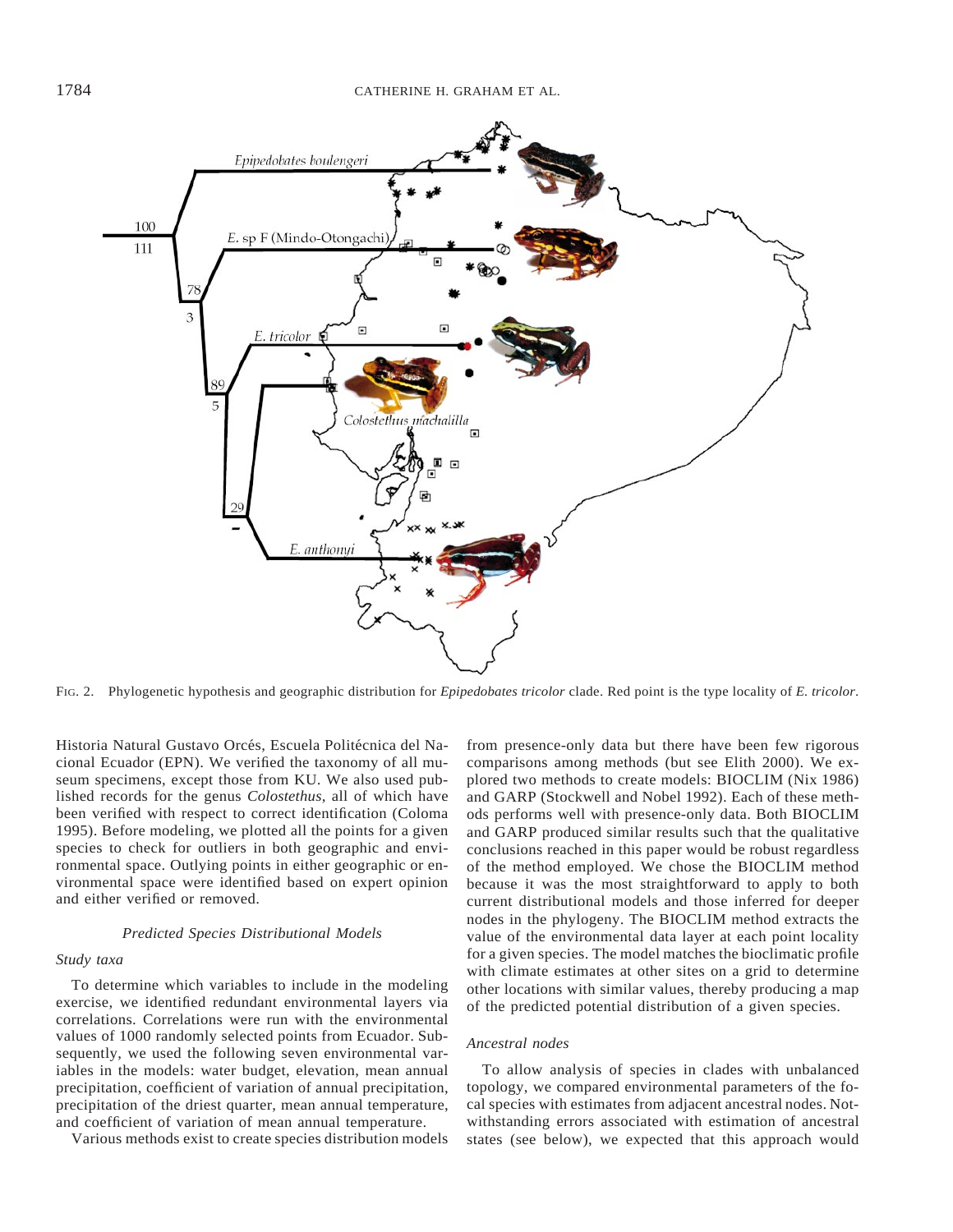Epipedobates boulengeri

E. sp F (Mindo-Otongachi)

E. tricolor

Colostethus machalilla

E. anthonyi

100

111

78

3

89

5

29

–

FIG. 2. Phylogenetic hypothesis and geographic distribution for *Epipedobates tricolor* clade. Red point is the type locality of *E. tricolor*.

Historia Natural Gustavo Orcés, Escuela Politécnica del Nacional Ecuador (EPN). We verified the taxonomy of all museum specimens, except those from KU. We also used published records for the genus *Colostethus*, all of which have been verified with respect to correct identification (Coloma 1995). Before modeling, we plotted all the points for a given species to check for outliers in both geographic and environmental space. Outlying points in either geographic or environmental space were identified based on expert opinion and either verified or removed.

### *Predicted Species Distributional Models*

#### *Study taxa*

To determine which variables to include in the modeling exercise, we identified redundant environmental layers via correlations. Correlations were run with the environmental values of 1000 randomly selected points from Ecuador. Subsequently, we used the following seven environmental variables in the models: water budget, elevation, mean annual precipitation, coefficient of variation of annual precipitation, precipitation of the driest quarter, mean annual temperature, and coefficient of variation of mean annual temperature.

Various methods exist to create species distribution models from presence-only data but there have been few rigorous comparisons among methods (but see Elith 2000). We explored two methods to create models: BIOCLIM (Nix 1986) and GARP (Stockwell and Nobel 1992). Each of these methods performs well with presence-only data. Both BIOCLIM and GARP produced similar results such that the qualitative conclusions reached in this paper would be robust regardless of the method employed. We chose the BIOCLIM method because it was the most straightforward to apply to both current distributional models and those inferred for deeper nodes in the phylogeny. The BIOCLIM method extracts the value of the environmental data layer at each point locality for a given species. The model matches the bioclimatic profile with climate estimates at other sites on a grid to determine other locations with similar values, thereby producing a map of the predicted potential distribution of a given species.

#### *Ancestral nodes*

To allow analysis of species in clades with unbalanced topology, we compared environmental parameters of the focal species with estimates from adjacent ancestral nodes. Notwithstanding errors associated with estimation of ancestral states (see below), we expected that this approach would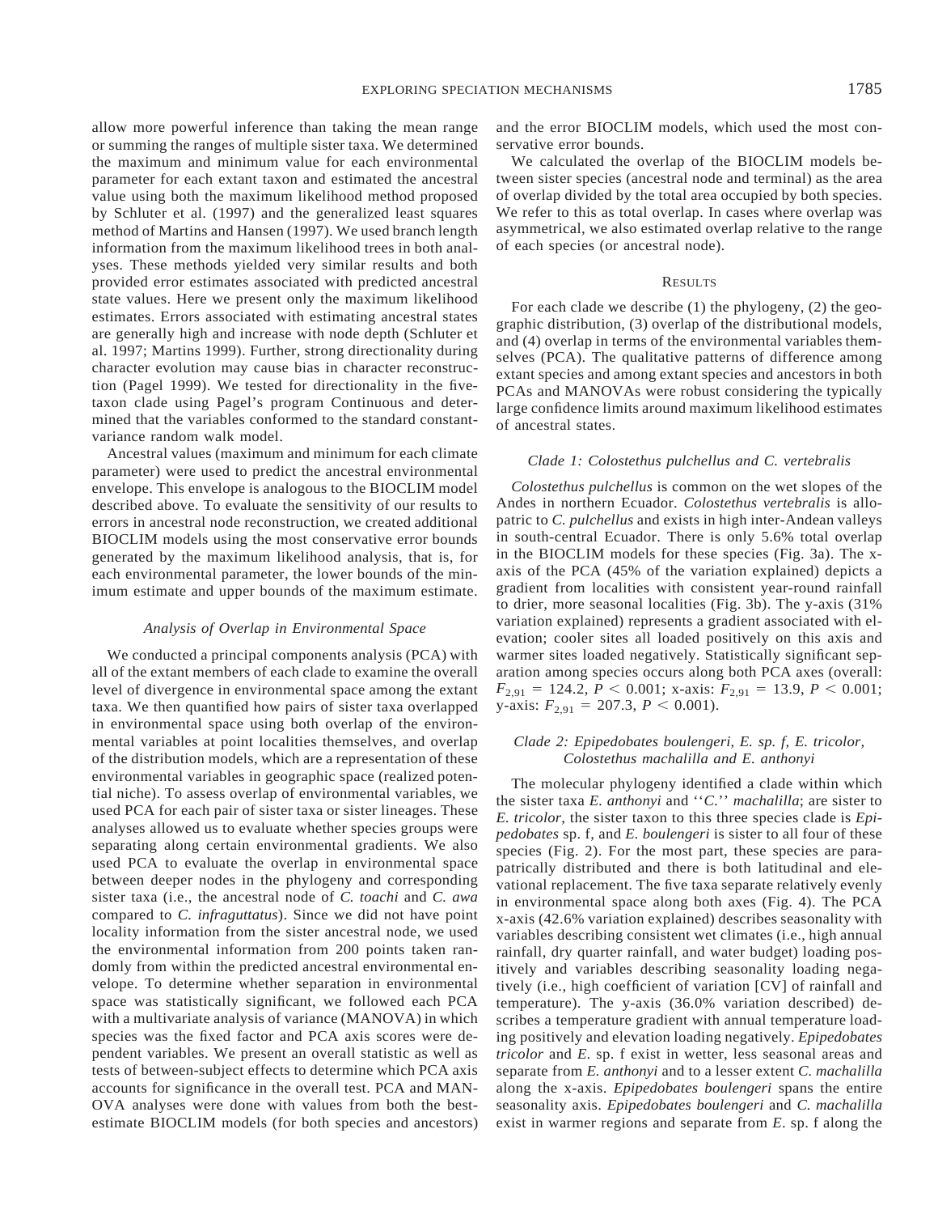allow more powerful inference than taking the mean range or summing the ranges of multiple sister taxa. We determined the maximum and minimum value for each environmental parameter for each extant taxon and estimated the ancestral value using both the maximum likelihood method proposed by Schluter et al. (1997) and the generalized least squares method of Martins and Hansen (1997). We used branch length information from the maximum likelihood trees in both analyses. These methods yielded very similar results and both provided error estimates associated with predicted ancestral state values. Here we present only the maximum likelihood estimates. Errors associated with estimating ancestral states are generally high and increase with node depth (Schluter et al. 1997; Martins 1999). Further, strong directionality during character evolution may cause bias in character reconstruction (Pagel 1999). We tested for directionality in the five-taxon clade using Pagel's program Continuous and determined that the variables conformed to the standard constant-variance random walk model.

Ancestral values (maximum and minimum for each climate parameter) were used to predict the ancestral environmental envelope. This envelope is analogous to the BIOCLIM model described above. To evaluate the sensitivity of our results to errors in ancestral node reconstruction, we created additional BIOCLIM models using the most conservative error bounds generated by the maximum likelihood analysis, that is, for each environmental parameter, the lower bounds of the minimum estimate and upper bounds of the maximum estimate.

### *Analysis of Overlap in Environmental Space*

We conducted a principal components analysis (PCA) with all of the extant members of each clade to examine the overall level of divergence in environmental space among the extant taxa. We then quantified how pairs of sister taxa overlapped in environmental space using both overlap of the environmental variables at point localities themselves, and overlap of the distribution models, which are a representation of these environmental variables in geographic space (realized potential niche). To assess overlap of environmental variables, we used PCA for each pair of sister taxa or sister lineages. These analyses allowed us to evaluate whether species groups were separating along certain environmental gradients. We also used PCA to evaluate the overlap in environmental space between deeper nodes in the phylogeny and corresponding sister taxa (i.e., the ancestral node of *C. toachi* and *C. awa* compared to *C. infraguttatus*). Since we did not have point locality information from the sister ancestral node, we used the environmental information from 200 points taken randomly from within the predicted ancestral environmental envelope. To determine whether separation in environmental space was statistically significant, we followed each PCA with a multivariate analysis of variance (MANOVA) in which species was the fixed factor and PCA axis scores were dependent variables. We present an overall statistic as well as tests of between-subject effects to determine which PCA axis accounts for significance in the overall test. PCA and MANOVA analyses were done with values from both the best-estimate BIOCLIM models (for both species and ancestors) and the error BIOCLIM models, which used the most conservative error bounds.

We calculated the overlap of the BIOCLIM models between sister species (ancestral node and terminal) as the area of overlap divided by the total area occupied by both species. We refer to this as total overlap. In cases where overlap was asymmetrical, we also estimated overlap relative to the range of each species (or ancestral node).

## Results

For each clade we describe (1) the phylogeny, (2) the geographic distribution, (3) overlap of the distributional models, and (4) overlap in terms of the environmental variables themselves (PCA). The qualitative patterns of difference among extant species and among extant species and ancestors in both PCAs and MANOVAs were robust considering the typically large confidence limits around maximum likelihood estimates of ancestral states.

### *Clade 1: Colostethus pulchellus and C. vertebralis*

*Colostethus pulchellus* is common on the wet slopes of the Andes in northern Ecuador. *Colostethus vertebralis* is allopatric to *C. pulchellus* and exists in high inter-Andean valleys in south-central Ecuador. There is only 5.6% total overlap in the BIOCLIM models for these species (Fig. 3a). The x-axis of the PCA (45% of the variation explained) depicts a gradient from localities with consistent year-round rainfall to drier, more seasonal localities (Fig. 3b). The y-axis (31% variation explained) represents a gradient associated with elevation; cooler sites all loaded positively on this axis and warmer sites loaded negatively. Statistically significant separation among species occurs along both PCA axes (overall: $F_{2,91} = 124.2$, $P < 0.001$; x-axis: $F_{2,91} = 13.9$, $P < 0.001$; y-axis: $F_{2,91} = 207.3$, $P < 0.001$).

### *Clade 2: Epipedobates boulengeri, E. sp. f, E. tricolor, Colostethus machalilla and E. anthonyi*

The molecular phylogeny identified a clade within which the sister taxa *E. anthonyi* and ''*C.*'' *machalilla*; are sister to *E. tricolor*, the sister taxon to this three species clade is *Epipedobates* sp. f, and *E. boulengeri* is sister to all four of these species (Fig. 2). For the most part, these species are parapatrically distributed and there is both latitudinal and elevational replacement. The five taxa separate relatively evenly in environmental space along both axes (Fig. 4). The PCA x-axis (42.6% variation explained) describes seasonality with variables describing consistent wet climates (i.e., high annual rainfall, dry quarter rainfall, and water budget) loading positively and variables describing seasonality loading negatively (i.e., high coefficient of variation [CV] of rainfall and temperature). The y-axis (36.0% variation described) describes a temperature gradient with annual temperature loading positively and elevation loading negatively. *Epipedobates tricolor* and *E.* sp. f exist in wetter, less seasonal areas and separate from *E. anthonyi* and to a lesser extent *C. machalilla* along the x-axis. *Epipedobates boulengeri* spans the entire seasonality axis. *Epipedobates boulengeri* and *C. machalilla* exist in warmer regions and separate from *E.* sp. f along the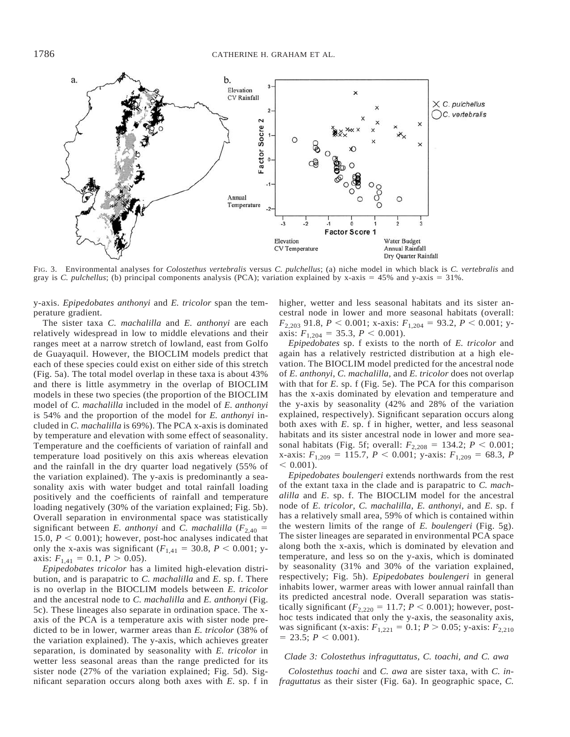FIG. 3. Environmental analyses for *Colostethus vertebralis* versus *C. pulchellus*; (a) niche model in which black is *C. vertebralis* and gray is *C. pulchellus*; (b) principal components analysis (PCA); variation explained by x-axis = 45% and y-axis = 31%.

y-axis. *Epipedobates anthonyi* and *E. tricolor* span the temperature gradient.

The sister taxa *C. machalilla* and *E. anthonyi* are each relatively widespread in low to middle elevations and their ranges meet at a narrow stretch of lowland, east from Golfo de Guayaquil. However, the BIOCLIM models predict that each of these species could exist on either side of this stretch (Fig. 5a). The total model overlap in these taxa is about 43% and there is little asymmetry in the overlap of BIOCLIM models in these two species (the proportion of the BIOCLIM model of *C. machalilla* included in the model of *E. anthonyi* is 54% and the proportion of the model for *E. anthonyi* included in *C. machalilla* is 69%). The PCA x-axis is dominated by temperature and elevation with some effect of seasonality. Temperature and the coefficients of variation of rainfall and temperature load positively on this axis whereas elevation and the rainfall in the dry quarter load negatively (55% of the variation explained). The y-axis is predominantly a seasonality axis with water budget and total rainfall loading positively and the coefficients of rainfall and temperature loading negatively (30% of the variation explained; Fig. 5b). Overall separation in environmental space was statistically significant between *E. anthonyi* and *C. machalilla* ($F_{2,40}$ = 15.0, $P < 0.001$); however, post-hoc analyses indicated that only the x-axis was significant ($F_{1,41}$ = 30.8, $P < 0.001$; y-axis: $F_{1,41}$ = 0.1, $P > 0.05$).

*Epipedobates tricolor* has a limited high-elevation distribution, and is parapatric to *C. machalilla* and *E.* sp. f. There is no overlap in the BIOCLIM models between *E. tricolor* and the ancestral node to *C. machalilla* and *E. anthonyi* (Fig. 5c). These lineages also separate in ordination space. The x-axis of the PCA is a temperature axis with sister node predicted to be in lower, warmer areas than *E. tricolor* (38% of the variation explained). The y-axis, which achieves greater separation, is dominated by seasonality with *E. tricolor* in wetter less seasonal areas than the range predicted for its sister node (27% of the variation explained; Fig. 5d). Significant separation occurs along both axes with *E.* sp. f in higher, wetter and less seasonal habitats and its sister ancestral node in lower and more seasonal habitats (overall: $F_{2,203}$ 91.8, $P < 0.001$; x-axis: $F_{1,204}$ = 93.2, $P < 0.001$; y-axis: $F_{1,204}$ = 35.3, $P < 0.001$).

*Epipedobates* sp. f exists to the north of *E. tricolor* and again has a relatively restricted distribution at a high elevation. The BIOCLIM model predicted for the ancestral node of *E. anthonyi*, *C. machalilla*, and *E. tricolor* does not overlap with that for *E.* sp. f (Fig. 5e). The PCA for this comparison has the x-axis dominated by elevation and temperature and the y-axis by seasonality (42% and 28% of the variation explained, respectively). Significant separation occurs along both axes with *E.* sp. f in higher, wetter, and less seasonal habitats and its sister ancestral node in lower and more seasonal habitats (Fig. 5f; overall: $F_{2,208}$ = 134.2; $P < 0.001$; x-axis: $F_{1,209}$ = 115.7, $P < 0.001$; y-axis: $F_{1,209}$ = 68.3, $P < 0.001$).

*Epipedobates boulengeri* extends northwards from the rest of the extant taxa in the clade and is parapatric to *C. machalilla* and *E.* sp. f. The BIOCLIM model for the ancestral node of *E. tricolor*, *C. machalilla*, *E. anthonyi*, and *E.* sp. f has a relatively small area, 59% of which is contained within the western limits of the range of *E. boulengeri* (Fig. 5g). The sister lineages are separated in environmental PCA space along both the x-axis, which is dominated by elevation and temperature, and less so on the y-axis, which is dominated by seasonality (31% and 30% of the variation explained, respectively; Fig. 5h). *Epipedobates boulengeri* in general inhabits lower, warmer areas with lower annual rainfall than its predicted ancestral node. Overall separation was statistically significant ($F_{2,220}$ = 11.7; $P < 0.001$); however, post-hoc tests indicated that only the y-axis, the seasonality axis, was significant (x-axis: $F_{1,221}$ = 0.1; $P > 0.05$; y-axis: $F_{2,210}$ = 23.5; $P < 0.001$).

### Clade 3: *Colostethus infraguttatus*, *C. toachi*, and *C. awa*

*Colostethus toachi* and *C. awa* are sister taxa, with *C. infraguttatus* as their sister (Fig. 6a). In geographic space, *C.*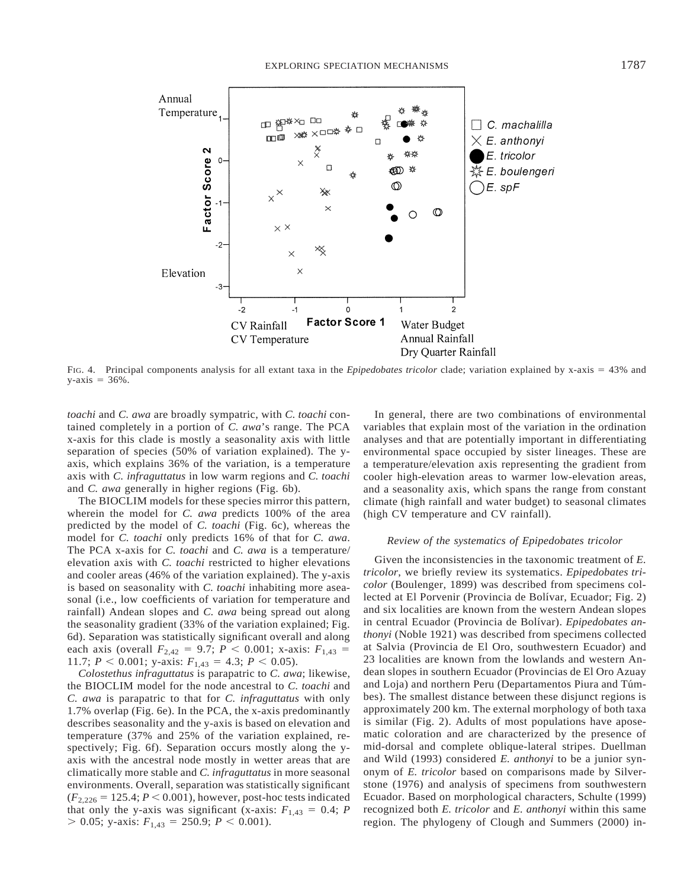FIG. 4. Principal components analysis for all extant taxa in the *Epipedobates tricolor* clade; variation explained by x-axis = 43% and y-axis = 36%.

*toachi* and *C. awa* are broadly sympatric, with *C. toachi* contained completely in a portion of *C. awa*'s range. The PCA x-axis for this clade is mostly a seasonality axis with little separation of species (50% of variation explained). The y-axis, which explains 36% of the variation, is a temperature axis with *C. infraguttatus* in low warm regions and *C. toachi* and *C. awa* generally in higher regions (Fig. 6b).

The BIOCLIM models for these species mirror this pattern, wherein the model for *C. awa* predicts 100% of the area predicted by the model of *C. toachi* (Fig. 6c), whereas the model for *C. toachi* only predicts 16% of that for *C. awa*. The PCA x-axis for *C. toachi* and *C. awa* is a temperature/elevation axis with *C. toachi* restricted to higher elevations and cooler areas (46% of the variation explained). The y-axis is based on seasonality with *C. toachi* inhabiting more aseasonal (i.e., low coefficients of variation for temperature and rainfall) Andean slopes and *C. awa* being spread out along the seasonality gradient (33% of the variation explained; Fig. 6d). Separation was statistically significant overall and along each axis (overall $F_{2,42} = 9.7$; $P < 0.001$; x-axis: $F_{1,43} = 11.7$; $P < 0.001$; y-axis: $F_{1,43} = 4.3$; $P < 0.05$).

*Colostethus infraguttatus* is parapatric to *C. awa*; likewise, the BIOCLIM model for the node ancestral to *C. toachi* and *C. awa* is parapatric to that for *C. infraguttatus* with only 1.7% overlap (Fig. 6e). In the PCA, the x-axis predominantly describes seasonality and the y-axis is based on elevation and temperature (37% and 25% of the variation explained, respectively; Fig. 6f). Separation occurs mostly along the y-axis with the ancestral node mostly in wetter areas that are climatically more stable and *C. infraguttatus* in more seasonal environments. Overall, separation was statistically significant ($F_{2,226} = 125.4$; $P < 0.001$), however, post-hoc tests indicated that only the y-axis was significant (x-axis: $F_{1,43} = 0.4$; $P > 0.05$; y-axis: $F_{1,43} = 250.9$; $P < 0.001$).

In general, there are two combinations of environmental variables that explain most of the variation in the ordination analyses and that are potentially important in differentiating environmental space occupied by sister lineages. These are a temperature/elevation axis representing the gradient from cooler high-elevation areas to warmer low-elevation areas, and a seasonality axis, which spans the range from constant climate (high rainfall and water budget) to seasonal climates (high CV temperature and CV rainfall).

### *Review of the systematics of Epipedobates tricolor*

Given the inconsistencies in the taxonomic treatment of *E. tricolor*, we briefly review its systematics. *Epipedobates tricolor* (Boulenger, 1899) was described from specimens collected at El Porvenir (Provincia de Bolívar, Ecuador; Fig. 2) and six localities are known from the western Andean slopes in central Ecuador (Provincia de Bolívar). *Epipedobates anthonyi* (Noble 1921) was described from specimens collected at Salvia (Provincia de El Oro, southwestern Ecuador) and 23 localities are known from the lowlands and western Andean slopes in southern Ecuador (Provincias de El Oro Azuay and Loja) and northern Peru (Departamentos Piura and Túmbes). The smallest distance between these disjunct regions is approximately 200 km. The external morphology of both taxa is similar (Fig. 2). Adults of most populations have aposematic coloration and are characterized by the presence of mid-dorsal and complete oblique-lateral stripes. Duellman and Wild (1993) considered *E. anthonyi* to be a junior synonym of *E. tricolor* based on comparisons made by Silverstone (1976) and analysis of specimens from southwestern Ecuador. Based on morphological characters, Schulte (1999) recognized both *E. tricolor* and *E. anthonyi* within this same region. The phylogeny of Clough and Summers (2000) in-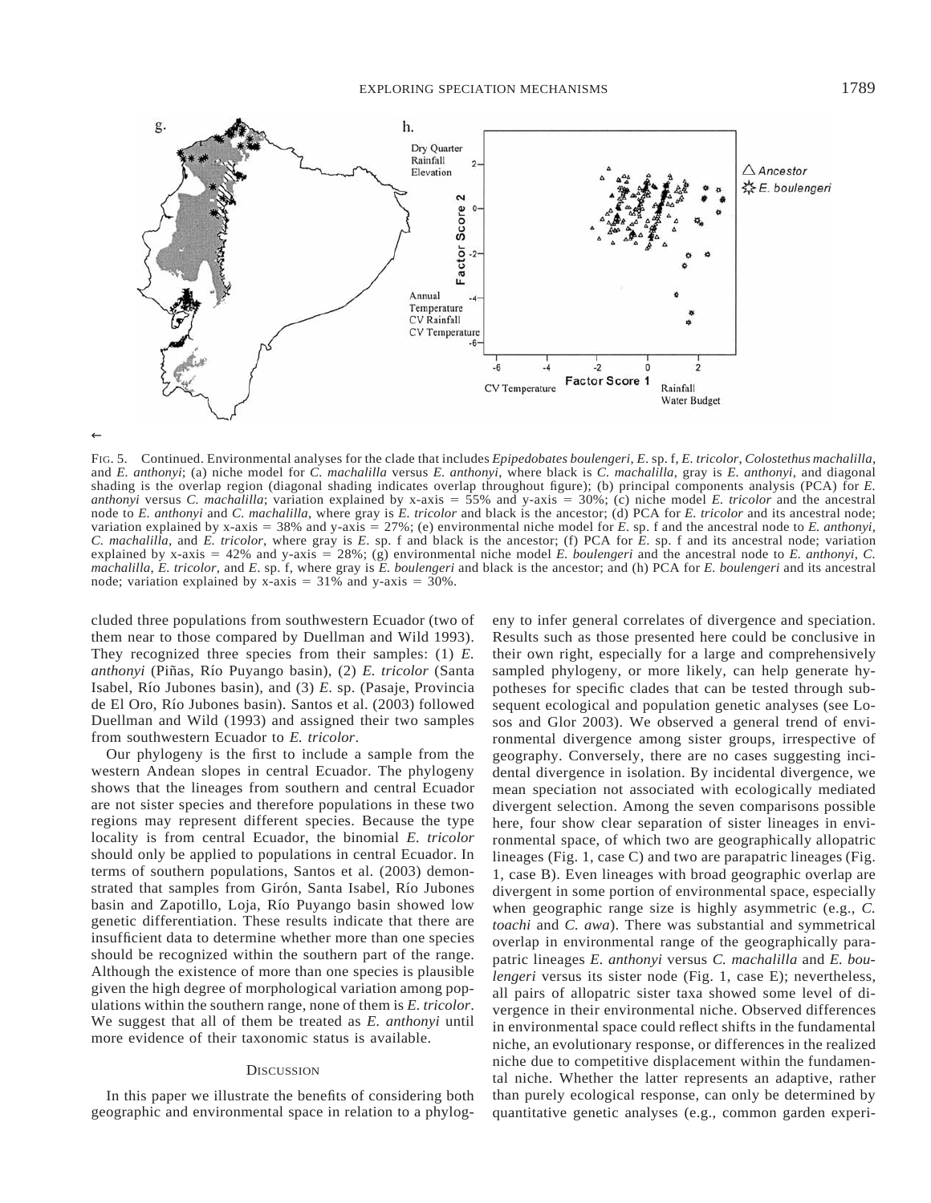g.

h.

Dry Quarter
Rainfall
Elevation

Factor Score 2

Annual
Temperature
CV Rainfall
CV Temperature

CV Temperature

Factor Score 1

Rainfall
Water Budget

△ Ancestor
E. boulengeri

2
0
-2
-4
-6

-6 -4 -2 0 2

←

FIG. 5. Continued. Environmental analyses for the clade that includes *Epipedobates boulengeri*, *E*. sp. f, *E. tricolor*, *Colostethus machalilla*, and *E. anthonyi*; (a) niche model for *C. machalilla* versus *E. anthonyi*, where black is *C. machalilla*, gray is *E. anthonyi*, and diagonal shading is the overlap region (diagonal shading indicates overlap throughout figure); (b) principal components analysis (PCA) for *E. anthonyi* versus *C. machalilla*; variation explained by x-axis = 55% and y-axis = 30%; (c) niche model *E. tricolor* and the ancestral node to *E. anthonyi* and *C. machalilla*, where gray is *E. tricolor* and black is the ancestor; (d) PCA for *E. tricolor* and its ancestral node; variation explained by x-axis = 38% and y-axis = 27%; (e) environmental niche model for *E*. sp. f and the ancestral node to *E. anthonyi*, *C. machalilla*, and *E. tricolor*, where gray is *E*. sp. f and black is the ancestor; (f) PCA for *E*. sp. f and its ancestral node; variation explained by x-axis = 42% and y-axis = 28%; (g) environmental niche model *E. boulengeri* and the ancestral node to *E. anthonyi*, *C. machalilla*, *E. tricolor*, and *E*. sp. f, where gray is *E. boulengeri* and black is the ancestor; and (h) PCA for *E. boulengeri* and its ancestral node; variation explained by x-axis = 31% and y-axis = 30%.

cluded three populations from southwestern Ecuador (two of them near to those compared by Duellman and Wild 1993). They recognized three species from their samples: (1) *E. anthonyi* (Piñas, Río Puyango basin), (2) *E. tricolor* (Santa Isabel, Río Jubones basin), and (3) *E*. sp. (Pasaje, Provincia de El Oro, Río Jubones basin). Santos et al. (2003) followed Duellman and Wild (1993) and assigned their two samples from southwestern Ecuador to *E. tricolor*.

Our phylogeny is the first to include a sample from the western Andean slopes in central Ecuador. The phylogeny shows that the lineages from southern and central Ecuador are not sister species and therefore populations in these two regions may represent different species. Because the type locality is from central Ecuador, the binomial *E. tricolor* should only be applied to populations in central Ecuador. In terms of southern populations, Santos et al. (2003) demonstrated that samples from Girón, Santa Isabel, Río Jubones basin and Zapotillo, Loja, Río Puyango basin showed low genetic differentiation. These results indicate that there are insufficient data to determine whether more than one species should be recognized within the southern part of the range. Although the existence of more than one species is plausible given the high degree of morphological variation among populations within the southern range, none of them is *E. tricolor*. We suggest that all of them be treated as *E. anthonyi* until more evidence of their taxonomic status is available.

## DISCUSSION

In this paper we illustrate the benefits of considering both geographic and environmental space in relation to a phylogeny to infer general correlates of divergence and speciation. Results such as those presented here could be conclusive in their own right, especially for a large and comprehensively sampled phylogeny, or more likely, can help generate hypotheses for specific clades that can be tested through subsequent ecological and population genetic analyses (see Losos and Glor 2003). We observed a general trend of environmental divergence among sister groups, irrespective of geography. Conversely, there are no cases suggesting incidental divergence in isolation. By incidental divergence, we mean speciation not associated with ecologically mediated divergent selection. Among the seven comparisons possible here, four show clear separation of sister lineages in environmental space, of which two are geographically allopatric lineages (Fig. 1, case C) and two are parapatric lineages (Fig. 1, case B). Even lineages with broad geographic overlap are divergent in some portion of environmental space, especially when geographic range size is highly asymmetric (e.g., *C. toachi* and *C. awa*). There was substantial and symmetrical overlap in environmental range of the geographically parapatric lineages *E. anthonyi* versus *C. machalilla* and *E. boulengeri* versus its sister node (Fig. 1, case E); nevertheless, all pairs of allopatric sister taxa showed some level of divergence in their environmental niche. Observed differences in environmental space could reflect shifts in the fundamental niche, an evolutionary response, or differences in the realized niche due to competitive displacement within the fundamental niche. Whether the latter represents an adaptive, rather than purely ecological response, can only be determined by quantitative genetic analyses (e.g., common garden experi-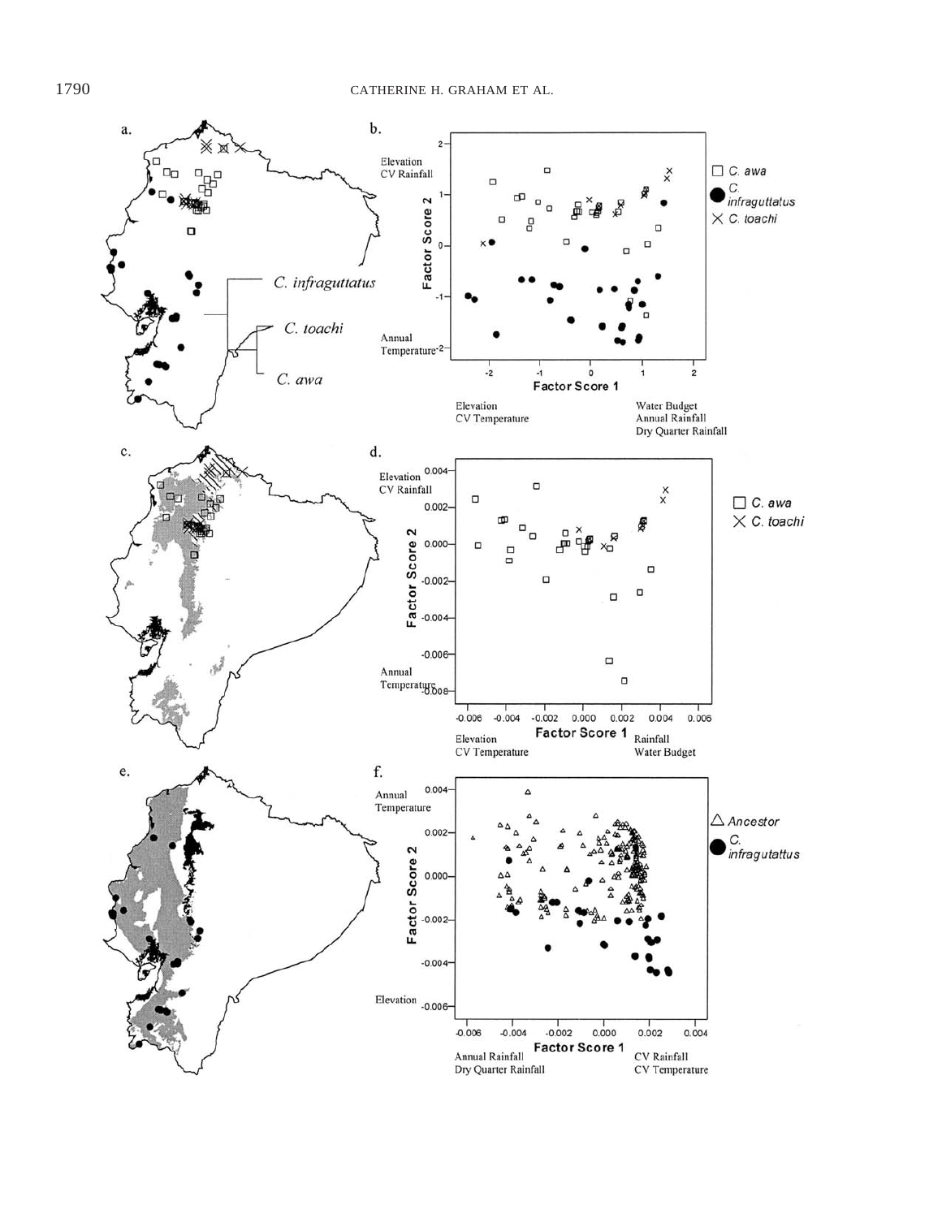a.

*C. infraguttatus*

*C. toachi*

*C. awa*

b.

Elevation
CV Rainfall

Annual Temperature

Factor Score 2

Factor Score 1

Elevation
CV Temperature

Water Budget
Annual Rainfall
Dry Quarter Rainfall

□ *C. awa*
● *C. infraguttatus*
× *C. toachi*

c.

d.

Elevation
CV Rainfall

Annual Temperature

Factor Score 2

Factor Score 1

Elevation
CV Temperature

Rainfall
Water Budget

□ *C. awa*
× *C. toachi*

e.

f.

Annual Temperature

Elevation

Factor Score 2

Factor Score 1

Annual Rainfall
Dry Quarter Rainfall

CV Rainfall
CV Temperature

△ *Ancestor*
● *C. infragutattus*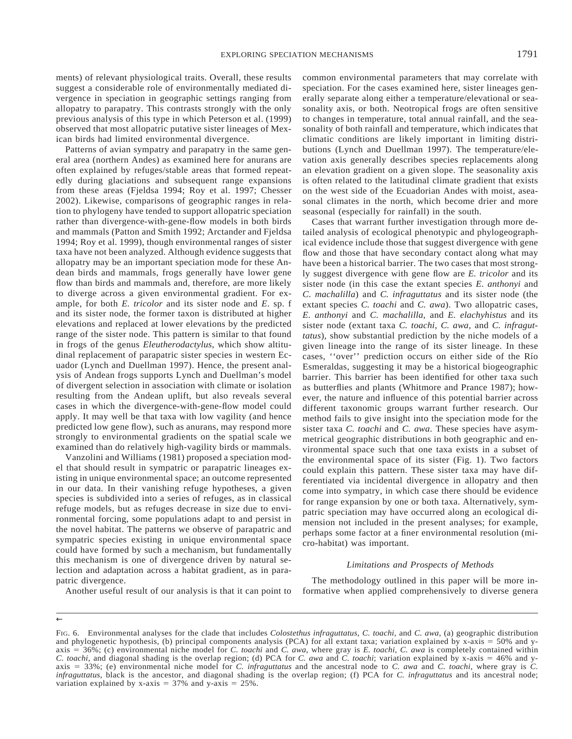ments) of relevant physiological traits. Overall, these results suggest a considerable role of environmentally mediated divergence in speciation in geographic settings ranging from allopatry to parapatry. This contrasts strongly with the only previous analysis of this type in which Peterson et al. (1999) observed that most allopatric putative sister lineages of Mexican birds had limited environmental divergence.

Patterns of avian sympatry and parapatry in the same general area (northern Andes) as examined here for anurans are often explained by refuges/stable areas that formed repeatedly during glaciations and subsequent range expansions from these areas (Fjeldsa 1994; Roy et al. 1997; Chesser 2002). Likewise, comparisons of geographic ranges in relation to phylogeny have tended to support allopatric speciation rather than divergence-with-gene-flow models in both birds and mammals (Patton and Smith 1992; Arctander and Fjeldsa 1994; Roy et al. 1999), though environmental ranges of sister taxa have not been analyzed. Although evidence suggests that allopatry may be an important speciation mode for these Andean birds and mammals, frogs generally have lower gene flow than birds and mammals and, therefore, are more likely to diverge across a given environmental gradient. For example, for both *E. tricolor* and its sister node and *E*. sp. f and its sister node, the former taxon is distributed at higher elevations and replaced at lower elevations by the predicted range of the sister node. This pattern is similar to that found in frogs of the genus *Eleutherodactylus*, which show altitudinal replacement of parapatric sister species in western Ecuador (Lynch and Duellman 1997). Hence, the present analysis of Andean frogs supports Lynch and Duellman's model of divergent selection in association with climate or isolation resulting from the Andean uplift, but also reveals several cases in which the divergence-with-gene-flow model could apply. It may well be that taxa with low vagility (and hence predicted low gene flow), such as anurans, may respond more strongly to environmental gradients on the spatial scale we examined than do relatively high-vagility birds or mammals.

Vanzolini and Williams (1981) proposed a speciation model that should result in sympatric or parapatric lineages existing in unique environmental space; an outcome represented in our data. In their vanishing refuge hypotheses, a given species is subdivided into a series of refuges, as in classical refuge models, but as refuges decrease in size due to environmental forcing, some populations adapt to and persist in the novel habitat. The patterns we observe of parapatric and sympatric species existing in unique environmental space could have formed by such a mechanism, but fundamentally this mechanism is one of divergence driven by natural selection and adaptation across a habitat gradient, as in parapatric divergence.

Another useful result of our analysis is that it can point to common environmental parameters that may correlate with speciation. For the cases examined here, sister lineages generally separate along either a temperature/elevational or seasonality axis, or both. Neotropical frogs are often sensitive to changes in temperature, total annual rainfall, and the seasonality of both rainfall and temperature, which indicates that climatic conditions are likely important in limiting distributions (Lynch and Duellman 1997). The temperature/elevation axis generally describes species replacements along an elevation gradient on a given slope. The seasonality axis is often related to the latitudinal climate gradient that exists on the west side of the Ecuadorian Andes with moist, aseasonal climates in the north, which become drier and more seasonal (especially for rainfall) in the south.

Cases that warrant further investigation through more detailed analysis of ecological phenotypic and phylogeographical evidence include those that suggest divergence with gene flow and those that have secondary contact along what may have been a historical barrier. The two cases that most strongly suggest divergence with gene flow are *E. tricolor* and its sister node (in this case the extant species *E. anthonyi* and *C. machalilla*) and *C. infraguttatus* and its sister node (the extant species *C. toachi* and *C. awa*). Two allopatric cases, *E. anthonyi* and *C. machalilla*, and *E. elachyhistus* and its sister node (extant taxa *C. toachi*, *C. awa*, and *C. infraguttatus*), show substantial prediction by the niche models of a given lineage into the range of its sister lineage. In these cases, ''over'' prediction occurs on either side of the Río Esmeraldas, suggesting it may be a historical biogeographic barrier. This barrier has been identified for other taxa such as butterflies and plants (Whitmore and Prance 1987); however, the nature and influence of this potential barrier across different taxonomic groups warrant further research. Our method fails to give insight into the speciation mode for the sister taxa *C. toachi* and *C. awa*. These species have asymmetrical geographic distributions in both geographic and environmental space such that one taxa exists in a subset of the environmental space of its sister (Fig. 1). Two factors could explain this pattern. These sister taxa may have differentiated via incidental divergence in allopatry and then come into sympatry, in which case there should be evidence for range expansion by one or both taxa. Alternatively, sympatric speciation may have occurred along an ecological dimension not included in the present analyses; for example, perhaps some factor at a finer environmental resolution (micro-habitat) was important.

### *Limitations and Prospects of Methods*

The methodology outlined in this paper will be more informative when applied comprehensively to diverse genera

←

FIG. 6. Environmental analyses for the clade that includes *Colostethus infraguttatus*, *C. toachi*, and *C. awa*, (a) geographic distribution and phylogenetic hypothesis, (b) principal components analysis (PCA) for all extant taxa; variation explained by x-axis = 50% and y-axis = 36%; (c) environmental niche model for *C. toachi* and *C. awa*, where gray is *E. toachi*, *C. awa* is completely contained within *C. toachi*, and diagonal shading is the overlap region; (d) PCA for *C. awa* and *C. toachi*; variation explained by x-axis = 46% and y-axis = 33%; (e) environmental niche model for *C. infraguttatus* and the ancestral node to *C. awa* and *C. toachi*, where gray is *C. infraguttatus*, black is the ancestor, and diagonal shading is the overlap region; (f) PCA for *C. infraguttatus* and its ancestral node; variation explained by x-axis = 37% and y-axis = 25%.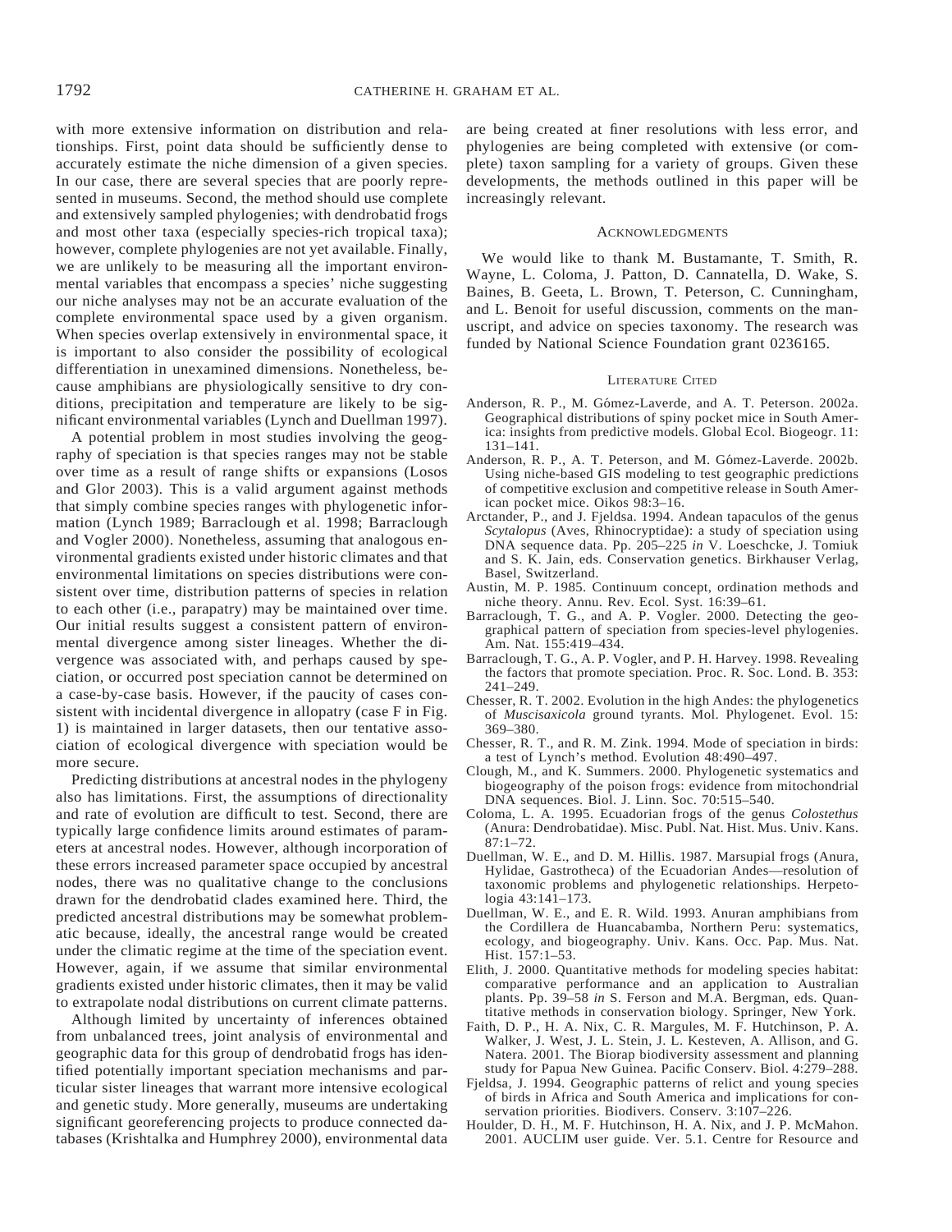with more extensive information on distribution and relationships. First, point data should be sufficiently dense to accurately estimate the niche dimension of a given species. In our case, there are several species that are poorly represented in museums. Second, the method should use complete and extensively sampled phylogenies; with dendrobatid frogs and most other taxa (especially species-rich tropical taxa); however, complete phylogenies are not yet available. Finally, we are unlikely to be measuring all the important environmental variables that encompass a species' niche suggesting our niche analyses may not be an accurate evaluation of the complete environmental space used by a given organism. When species overlap extensively in environmental space, it is important to also consider the possibility of ecological differentiation in unexamined dimensions. Nonetheless, because amphibians are physiologically sensitive to dry conditions, precipitation and temperature are likely to be significant environmental variables (Lynch and Duellman 1997).

A potential problem in most studies involving the geography of speciation is that species ranges may not be stable over time as a result of range shifts or expansions (Losos and Glor 2003). This is a valid argument against methods that simply combine species ranges with phylogenetic information (Lynch 1989; Barraclough et al. 1998; Barraclough and Vogler 2000). Nonetheless, assuming that analogous environmental gradients existed under historic climates and that environmental limitations on species distributions were consistent over time, distribution patterns of species in relation to each other (i.e., parapatry) may be maintained over time. Our initial results suggest a consistent pattern of environmental divergence among sister lineages. Whether the divergence was associated with, and perhaps caused by speciation, or occurred post speciation cannot be determined on a case-by-case basis. However, if the paucity of cases consistent with incidental divergence in allopatry (case F in Fig. 1) is maintained in larger datasets, then our tentative association of ecological divergence with speciation would be more secure.

Predicting distributions at ancestral nodes in the phylogeny also has limitations. First, the assumptions of directionality and rate of evolution are difficult to test. Second, there are typically large confidence limits around estimates of parameters at ancestral nodes. However, although incorporation of these errors increased parameter space occupied by ancestral nodes, there was no qualitative change to the conclusions drawn for the dendrobatid clades examined here. Third, the predicted ancestral distributions may be somewhat problematic because, ideally, the ancestral range would be created under the climatic regime at the time of the speciation event. However, again, if we assume that similar environmental gradients existed under historic climates, then it may be valid to extrapolate nodal distributions on current climate patterns.

Although limited by uncertainty of inferences obtained from unbalanced trees, joint analysis of environmental and geographic data for this group of dendrobatid frogs has identified potentially important speciation mechanisms and particular sister lineages that warrant more intensive ecological and genetic study. More generally, museums are undertaking significant georeferencing projects to produce connected databases (Krishtalka and Humphrey 2000), environmental data are being created at finer resolutions with less error, and phylogenies are being completed with extensive (or complete) taxon sampling for a variety of groups. Given these developments, the methods outlined in this paper will be increasingly relevant.

## Acknowledgments

We would like to thank M. Bustamante, T. Smith, R. Wayne, L. Coloma, J. Patton, D. Cannatella, D. Wake, S. Baines, B. Geeta, L. Brown, T. Peterson, C. Cunningham, and L. Benoit for useful discussion, comments on the manuscript, and advice on species taxonomy. The research was funded by National Science Foundation grant 0236165.

## Literature Cited

Anderson, R. P., M. Gómez-Laverde, and A. T. Peterson. 2002a. Geographical distributions of spiny pocket mice in South America: insights from predictive models. Global Ecol. Biogeogr. 11: 131–141.

Anderson, R. P., A. T. Peterson, and M. Gómez-Laverde. 2002b. Using niche-based GIS modeling to test geographic predictions of competitive exclusion and competitive release in South American pocket mice. Oikos 98:3–16.

Arctander, P., and J. Fjeldsa. 1994. Andean tapaculos of the genus *Scytalopus* (Aves, Rhinocryptidae): a study of speciation using DNA sequence data. Pp. 205–225 *in* V. Loeschcke, J. Tomiuk and S. K. Jain, eds. Conservation genetics. Birkhauser Verlag, Basel, Switzerland.

Austin, M. P. 1985. Continuum concept, ordination methods and niche theory. Annu. Rev. Ecol. Syst. 16:39–61.

Barraclough, T. G., and A. P. Vogler. 2000. Detecting the geographical pattern of speciation from species-level phylogenies. Am. Nat. 155:419–434.

Barraclough, T. G., A. P. Vogler, and P. H. Harvey. 1998. Revealing the factors that promote speciation. Proc. R. Soc. Lond. B. 353: 241–249.

Chesser, R. T. 2002. Evolution in the high Andes: the phylogenetics of *Muscisaxicola* ground tyrants. Mol. Phylogenet. Evol. 15: 369–380.

Chesser, R. T., and R. M. Zink. 1994. Mode of speciation in birds: a test of Lynch's method. Evolution 48:490–497.

Clough, M., and K. Summers. 2000. Phylogenetic systematics and biogeography of the poison frogs: evidence from mitochondrial DNA sequences. Biol. J. Linn. Soc. 70:515–540.

Coloma, L. A. 1995. Ecuadorian frogs of the genus *Colostethus* (Anura: Dendrobatidae). Misc. Publ. Nat. Hist. Mus. Univ. Kans. 87:1–72.

Duellman, W. E., and D. M. Hillis. 1987. Marsupial frogs (Anura, Hylidae, Gastrotheca) of the Ecuadorian Andes—resolution of taxonomic problems and phylogenetic relationships. Herpetologia 43:141–173.

Duellman, W. E., and E. R. Wild. 1993. Anuran amphibians from the Cordillera de Huancabamba, Northern Peru: systematics, ecology, and biogeography. Univ. Kans. Occ. Pap. Mus. Nat. Hist. 157:1–53.

Elith, J. 2000. Quantitative methods for modeling species habitat: comparative performance and an application to Australian plants. Pp. 39–58 *in* S. Ferson and M.A. Bergman, eds. Quantitative methods in conservation biology. Springer, New York.

Faith, D. P., H. A. Nix, C. R. Margules, M. F. Hutchinson, P. A. Walker, J. West, J. L. Stein, J. L. Kesteven, A. Allison, and G. Natera. 2001. The Biorap biodiversity assessment and planning study for Papua New Guinea. Pacific Conserv. Biol. 4:279–288.

Fjeldsa, J. 1994. Geographic patterns of relict and young species of birds in Africa and South America and implications for conservation priorities. Biodivers. Conserv. 3:107–226.

Houlder, D. H., M. F. Hutchinson, H. A. Nix, and J. P. McMahon. 2001. AUCLIM user guide. Ver. 5.1. Centre for Resource and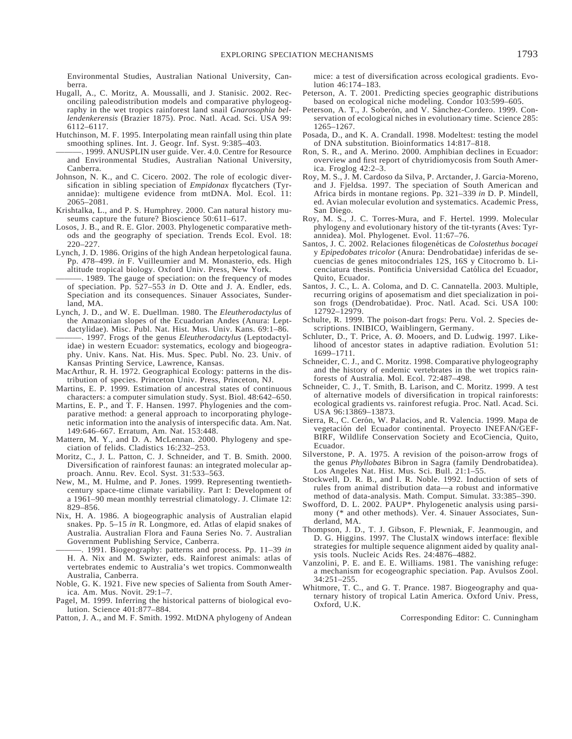Environmental Studies, Australian National University, Canberra.

Hugall, A., C. Moritz, A. Moussalli, and J. Stanisic. 2002. Reconciling paleodistribution models and comparative phylogeography in the wet tropics rainforest land snail *Gnarosophia bellendenkerensis* (Brazier 1875). Proc. Natl. Acad. Sci. USA 99: 6112–6117.

Hutchinson, M. F. 1995. Interpolating mean rainfall using thin plate smoothing splines. Int. J. Geogr. Inf. Syst. 9:385–403.

———. 1999. ANUSPLIN user guide. Ver. 4.0. Centre for Resource and Environmental Studies, Australian National University, Canberra.

Johnson, N. K., and C. Cicero. 2002. The role of ecologic diversification in sibling speciation of *Empidonax* flycatchers (Tyrannidae): multigene evidence from mtDNA. Mol. Ecol. 11: 2065–2081.

Krishtalka, L., and P. S. Humphrey. 2000. Can natural history museums capture the future? Bioscience 50:611–617.

Losos, J. B., and R. E. Glor. 2003. Phylogenetic comparative methods and the geography of speciation. Trends Ecol. Evol. 18: 220–227.

Lynch, J. D. 1986. Origins of the high Andean herpetological fauna. Pp. 478–499. *in* F. Vuilleumier and M. Monasterio, eds. High altitude tropical biology. Oxford Univ. Press, New York.

———. 1989. The gauge of speciation: on the frequency of modes of speciation. Pp. 527–553 *in* D. Otte and J. A. Endler, eds. Speciation and its consequences. Sinauer Associates, Sunderland, MA.

Lynch, J. D., and W. E. Duellman. 1980. The *Eleutherodactylus* of the Amazonian slopes of the Ecuadorian Andes (Anura: Leptdactylidae). Misc. Publ. Nat. Hist. Mus. Univ. Kans. 69:1–86.

———. 1997. Frogs of the genus *Eleutherodactylus* (Leptodactylidae) in western Ecuador: systematics, ecology and biogeography. Univ. Kans. Nat. His. Mus. Spec. Publ. No. 23. Univ. of Kansas Printing Service, Lawrence, Kansas.

MacArthur, R. H. 1972. Geographical Ecology: patterns in the distribution of species. Princeton Univ. Press, Princeton, NJ.

Martins, E. P. 1999. Estimation of ancestral states of continuous characters: a computer simulation study. Syst. Biol. 48:642–650.

Martins, E. P., and T. F. Hansen. 1997. Phylogenies and the comparative method: a general approach to incorporating phylogenetic information into the analysis of interspecific data. Am. Nat. 149:646–667. Erratum, Am. Nat. 153:448.

Mattern, M. Y., and D. A. McLennan. 2000. Phylogeny and speciation of felids. Cladistics 16:232–253.

Moritz, C., J. L. Patton, C. J. Schneider, and T. B. Smith. 2000. Diversification of rainforest faunas: an integrated molecular approach. Annu. Rev. Ecol. Syst. 31:533–563.

New, M., M. Hulme, and P. Jones. 1999. Representing twentieth-century space-time climate variability. Part I: Development of a 1961–90 mean monthly terrestrial climatology. J. Climate 12: 829–856.

Nix, H. A. 1986. A biogeographic analysis of Australian elapid snakes. Pp. 5–15 *in* R. Longmore, ed. Atlas of elapid snakes of Australia. Australian Flora and Fauna Series No. 7. Australian Government Publishing Service, Canberra.

———. 1991. Biogeography: patterns and process. Pp. 11–39 *in* H. A. Nix and M. Swizter, eds. Rainforest animals: atlas of vertebrates endemic to Australia's wet tropics. Commonwealth Australia, Canberra.

Noble, G. K. 1921. Five new species of Salienta from South America. Am. Mus. Novit. 29:1–7.

Pagel, M. 1999. Inferring the historical patterns of biological evolution. Science 401:877–884.

Patton, J. A., and M. F. Smith. 1992. MtDNA phylogeny of Andean mice: a test of diversification across ecological gradients. Evolution 46:174–183.

Peterson, A. T. 2001. Predicting species geographic distributions based on ecological niche modeling. Condor 103:599–605.

Peterson, A. T., J. Soberón, and V. Sánchez-Cordero. 1999. Conservation of ecological niches in evolutionary time. Science 285: 1265–1267.

Posada, D., and K. A. Crandall. 1998. Modeltest: testing the model of DNA substitution. Bioinformatics 14:817–818.

Ron, S. R., and A. Merino. 2000. Amphibian declines in Ecuador: overview and first report of chytridiomycosis from South America. Froglog 42:2–3.

Roy, M. S., J. M. Cardoso da Silva, P. Arctander, J. Garcia-Moreno, and J. Fjeldsa. 1997. The speciation of South American and Africa birds in montane regions. Pp. 321–339 *in* D. P. Mindell, ed. Avian molecular evolution and systematics. Academic Press, San Diego.

Roy, M. S., J. C. Torres-Mura, and F. Hertel. 1999. Molecular phylogeny and evolutionary history of the tit-tyrants (Aves: Tyrannidea). Mol. Phylogenet. Evol. 11:67–76.

Santos, J. C. 2002. Relaciones filogenéticas de *Colostethus bocagei* y *Epipedobates tricolor* (Anura: Dendrobatidae) inferidas de secuencias de genes mitocondriales 12S, 16S y Citocromo b. Licenciatura thesis. Pontificia Universidad Católica del Ecuador, Quito, Ecuador.

Santos, J. C., L. A. Coloma, and D. C. Cannatella. 2003. Multiple, recurring origins of aposematism and diet specialization in poison frogs (Dendrobatidae). Proc. Natl. Acad. Sci. USA 100: 12792–12979.

Schulte, R. 1999. The poison-dart frogs: Peru. Vol. 2. Species descriptions. INIBICO, Waiblingern, Germany.

Schluter, D., T. Price, A. Ø. Mooers, and D. Ludwig. 1997. Likelihood of ancestor states in adaptive radiation. Evolution 51: 1699–1711.

Schneider, C. J., and C. Moritz. 1998. Comparative phylogeography and the history of endemic vertebrates in the wet tropics rainforests of Australia. Mol. Ecol. 72:487–498.

Schneider, C. J., T. Smith, B. Larison, and C. Moritz. 1999. A test of alternative models of diversification in tropical rainforests: ecological gradients vs. rainforest refugia. Proc. Natl. Acad. Sci. USA 96:13869–13873.

Sierra, R., C. Cerón, W. Palacios, and R. Valencia. 1999. Mapa de vegetación del Ecuador continental. Proyecto INEFAN/GEF-BIRF, Wildlife Conservation Society and EcoCiencia, Quito, Ecuador.

Silverstone, P. A. 1975. A revision of the poison-arrow frogs of the genus *Phyllobates* Bibron in Sagra (family Dendrobatidea). Los Angeles Nat. Hist. Mus. Sci. Bull. 21:1–55.

Stockwell, D. R. B., and I. R. Noble. 1992. Induction of sets of rules from animal distribution data—a robust and informative method of data-analysis. Math. Comput. Simulat. 33:385–390.

Swofford, D. L. 2002. PAUP*. Phylogenetic analysis using parsimony (* and other methods). Ver. 4. Sinauer Associates, Sunderland, MA.

Thompson, J. D., T. J. Gibson, F. Plewniak, F. Jeanmougin, and D. G. Higgins. 1997. The ClustalX windows interface: flexible strategies for multiple sequence alignment aided by quality analysis tools. Nucleic Acids Res. 24:4876–4882.

Vanzolini, P. E. and E. E. Williams. 1981. The vanishing refuge: a mechanism for ecogeographic speciation. Pap. Avulsos Zool. 34:251–255.

Whitmore, T. C., and G. T. Prance. 1987. Biogeography and quaternary history of tropical Latin America. Oxford Univ. Press, Oxford, U.K.

Corresponding Editor: C. Cunningham